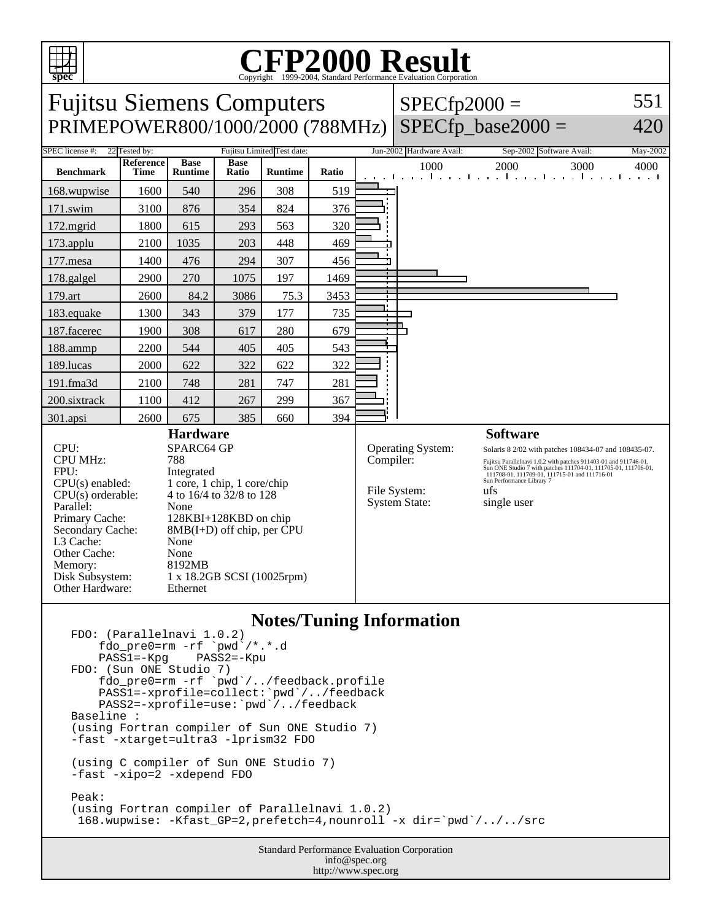# CFP2000 Result

Copyright 1999-2004, Standard Performance Evaluation Corporation

## Fujitsu Siemens Computers
## PRIMEPOWER800/1000/2000 (788MHz)

SPECfp2000 = 551
SPECfp_base2000 = 420

| SPEC license #: | 22 | Tested by: | Fujitsu Limited | Test date: | Jun-2002 | Hardware Avail: | Sep-2002 | Software Avail: | May-2002 |
|---|---|---|---|---|---|---|---|---|---|

| Benchmark | Reference Time | Base Runtime | Base Ratio | Runtime | Ratio |
|---|---|---|---|---|---|
| 168.wupwise | 1600 | 540 | 296 | 308 | 519 |
| 171.swim | 3100 | 876 | 354 | 824 | 376 |
| 172.mgrid | 1800 | 615 | 293 | 563 | 320 |
| 173.applu | 2100 | 1035 | 203 | 448 | 469 |
| 177.mesa | 1400 | 476 | 294 | 307 | 456 |
| 178.galgel | 2900 | 270 | 1075 | 197 | 1469 |
| 179.art | 2600 | 84.2 | 3086 | 75.3 | 3453 |
| 183.equake | 1300 | 343 | 379 | 177 | 735 |
| 187.facerec | 1900 | 308 | 617 | 280 | 679 |
| 188.ammp | 2200 | 544 | 405 | 405 | 543 |
| 189.lucas | 2000 | 622 | 322 | 622 | 322 |
| 191.fma3d | 2100 | 748 | 281 | 747 | 281 |
| 200.sixtrack | 1100 | 412 | 267 | 299 | 367 |
| 301.apsi | 2600 | 675 | 385 | 660 | 394 |

### Hardware

| | |
|---|---|
| CPU: | SPARC64 GP |
| CPU MHz: | 788 |
| FPU: | Integrated |
| CPU(s) enabled: | 1 core, 1 chip, 1 core/chip |
| CPU(s) orderable: | 4 to 16/4 to 32/8 to 128 |
| Parallel: | None |
| Primary Cache: | 128KBI+128KBD on chip |
| Secondary Cache: | 8MB(I+D) off chip, per CPU |
| L3 Cache: | None |
| Other Cache: | None |
| Memory: | 8192MB |
| Disk Subsystem: | 1 x 18.2GB SCSI (10025rpm) |
| Other Hardware: | Ethernet |

### Software

| | |
|---|---|
| Operating System: | Solaris 8 2/02 with patches 108434-07 and 108435-07. |
| Compiler: | Fujitsu Parallelnavi 1.0.2 with patches 911403-01 and 911746-01. Sun ONE Studio 7 with patches 111704-01, 111705-01, 111706-01, 111708-01, 111709-01, 111715-01 and 111716-01 Sun Performance Library 7 |
| File System: | ufs |
| System State: | single user |

### Notes/Tuning Information

```
FDO: (Parallelnavi 1.0.2)
    fdo_pre0=rm -rf `pwd`/*.*.d
    PASS1=-Kpg    PASS2=-Kpu
FDO: (Sun ONE Studio 7)
    fdo_pre0=rm -rf `pwd`/../feedback.profile
    PASS1=-xprofile=collect:`pwd`/../feedback
    PASS2=-xprofile=use:`pwd`/../feedback
Baseline :
(using Fortran compiler of Sun ONE Studio 7)
-fast -xtarget=ultra3 -lprism32 FDO

(using C compiler of Sun ONE Studio 7)
-fast -xipo=2 -xdepend FDO

Peak:
(using Fortran compiler of Parallelnavi 1.0.2)
 168.wupwise: -Kfast_GP=2,prefetch=4,nounroll -x dir=`pwd`/../../src
```

Standard Performance Evaluation Corporation
info@spec.org
http://www.spec.org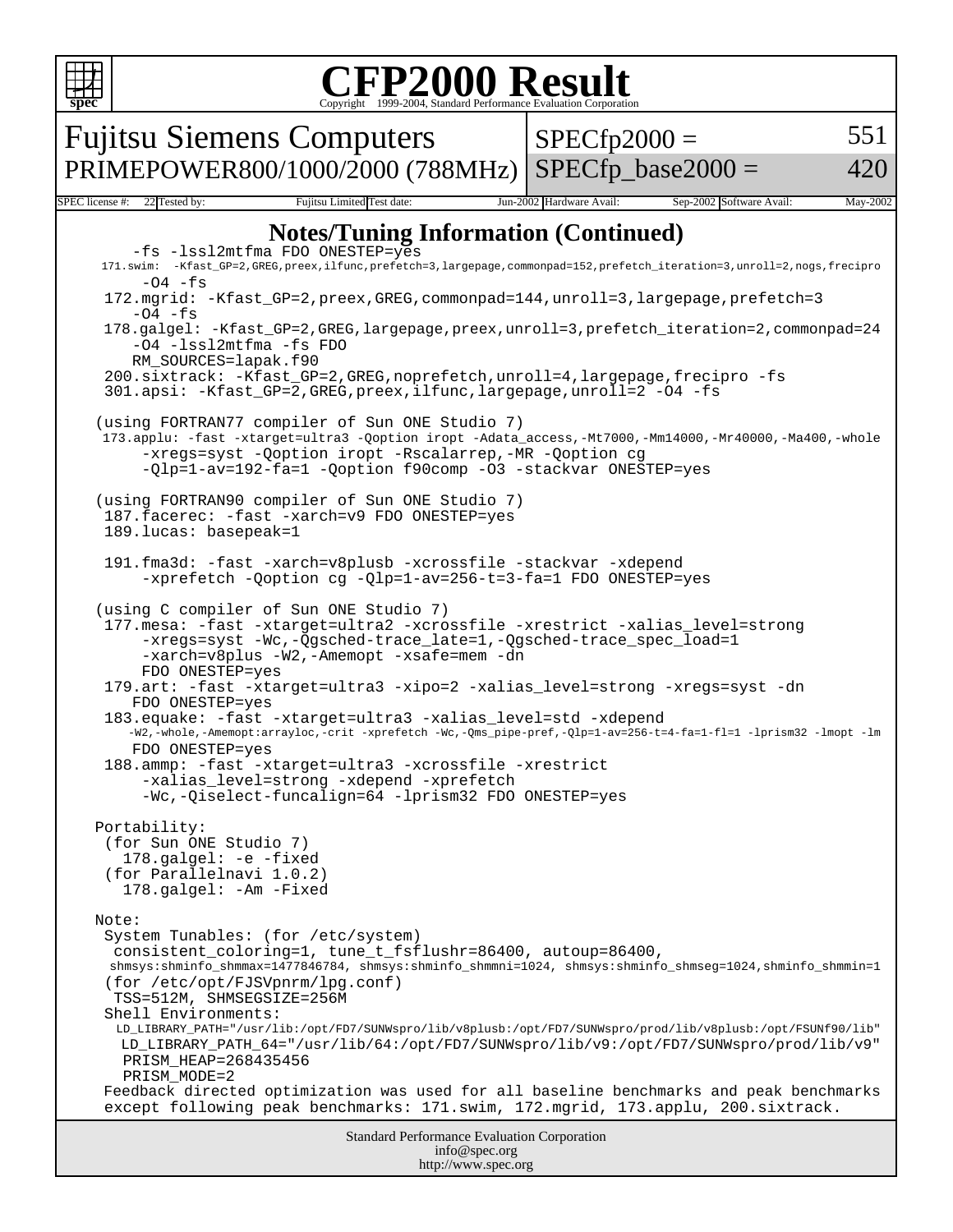# CFP2000 Result

Copyright 1999-2004, Standard Performance Evaluation Corporation

| Fujitsu Siemens Computers | SPECfp2000 = | 551 |
|---|---|---|
| PRIMEPOWER800/1000/2000 (788MHz) | SPECfp_base2000 = | 420 |

SPEC license #: 22 Tested by: Fujitsu Limited Test date: Jun-2002 Hardware Avail: Sep-2002 Software Avail: May-2002

## Notes/Tuning Information (Continued)

```
       -fs -lssl2mtfma FDO ONESTEP=yes
   171.swim:  -Kfast_GP=2,GREG,preex,ilfunc,prefetch=3,largepage,commonpad=152,prefetch_iteration=3,unroll=2,nogs,frecipro
        -O4 -fs
   172.mgrid: -Kfast_GP=2,preex,GREG,commonpad=144,unroll=3,largepage,prefetch=3
       -O4 -fs
   178.galgel: -Kfast_GP=2,GREG,largepage,preex,unroll=3,prefetch_iteration=2,commonpad=24
       -O4 -lssl2mtfma -fs FDO
       RM_SOURCES=lapak.f90
   200.sixtrack: -Kfast_GP=2,GREG,noprefetch,unroll=4,largepage,frecipro -fs
   301.apsi: -Kfast_GP=2,GREG,preex,ilfunc,largepage,unroll=2 -O4 -fs

  (using FORTRAN77 compiler of Sun ONE Studio 7)
   173.applu: -fast -xtarget=ultra3 -Qoption iropt -Adata_access,-Mt7000,-Mm14000,-Mr40000,-Ma400,-whole
        -xregs=syst -Qoption iropt -Rscalarrep,-MR -Qoption cg
        -Qlp=1-av=192-fa=1 -Qoption f90comp -O3 -stackvar ONESTEP=yes

  (using FORTRAN90 compiler of Sun ONE Studio 7)
   187.facerec: -fast -xarch=v9 FDO ONESTEP=yes
   189.lucas: basepeak=1

   191.fma3d: -fast -xarch=v8plusb -xcrossfile -stackvar -xdepend
        -xprefetch -Qoption cg -Qlp=1-av=256-t=3-fa=1 FDO ONESTEP=yes

  (using C compiler of Sun ONE Studio 7)
   177.mesa: -fast -xtarget=ultra2 -xcrossfile -xrestrict -xalias_level=strong
        -xregs=syst -Wc,-Qgsched-trace_late=1,-Qgsched-trace_spec_load=1
        -xarch=v8plus -W2,-Amemopt -xsafe=mem -dn
        FDO ONESTEP=yes
   179.art: -fast -xtarget=ultra3 -xipo=2 -xalias_level=strong -xregs=syst -dn
       FDO ONESTEP=yes
   183.equake: -fast -xtarget=ultra3 -xalias_level=std -xdepend
      -W2,-whole,-Amemopt:arrayloc,-crit -xprefetch -Wc,-Qms_pipe-pref,-Qlp=1-av=256-t=4-fa=1-fl=1 -lprism32 -lmopt -lm
       FDO ONESTEP=yes
   188.ammp: -fast -xtarget=ultra3 -xcrossfile -xrestrict
        -xalias_level=strong -xdepend -xprefetch
        -Wc,-Qiselect-funcalign=64 -lprism32 FDO ONESTEP=yes

  Portability:
   (for Sun ONE Studio 7)
     178.galgel: -e -fixed
   (for Parallelnavi 1.0.2)
     178.galgel: -Am -Fixed

  Note:
   System Tunables: (for /etc/system)
    consistent_coloring=1, tune_t_fsflushr=86400, autoup=86400,
    shmsys:shminfo_shmmax=1477846784, shmsys:shminfo_shmmni=1024, shmsys:shminfo_shmseg=1024,shminfo_shmmin=1
   (for /etc/opt/FJSVpnrm/lpg.conf)
    TSS=512M, SHMSEGSIZE=256M
   Shell Environments:
    LD_LIBRARY_PATH="/usr/lib:/opt/FD7/SUNWspro/lib/v8plusb:/opt/FD7/SUNWspro/prod/lib/v8plusb:/opt/FSUNf90/lib"
     LD_LIBRARY_PATH_64="/usr/lib/64:/opt/FD7/SUNWspro/lib/v9:/opt/FD7/SUNWspro/prod/lib/v9"
     PRISM_HEAP=268435456
     PRISM_MODE=2
   Feedback directed optimization was used for all baseline benchmarks and peak benchmarks
   except following peak benchmarks: 171.swim, 172.mgrid, 173.applu, 200.sixtrack.
```

Standard Performance Evaluation Corporation
info@spec.org
http://www.spec.org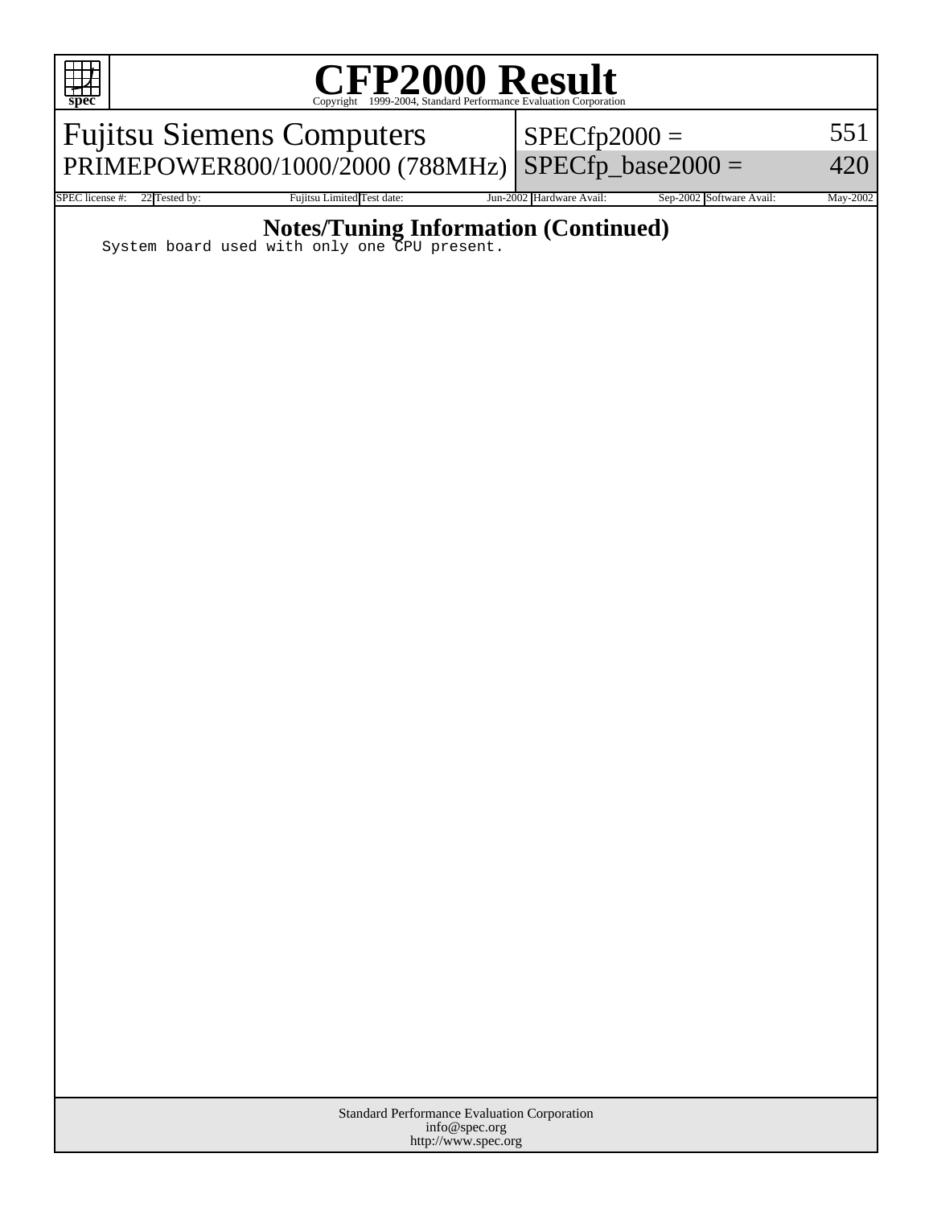# CFP2000 Result

Copyright 1999-2004, Standard Performance Evaluation Corporation

Fujitsu Siemens Computers
PRIMEPOWER800/1000/2000 (788MHz)

SPECfp2000 = 551
SPECfp_base2000 = 420

| SPEC license #: | 22 | Tested by: | Fujitsu Limited | Test date: | Jun-2002 | Hardware Avail: | Sep-2002 | Software Avail: | May-2002 |
|---|---|---|---|---|---|---|---|---|---|

## Notes/Tuning Information (Continued)

```
System board used with only one CPU present.
```

Standard Performance Evaluation Corporation
info@spec.org
http://www.spec.org